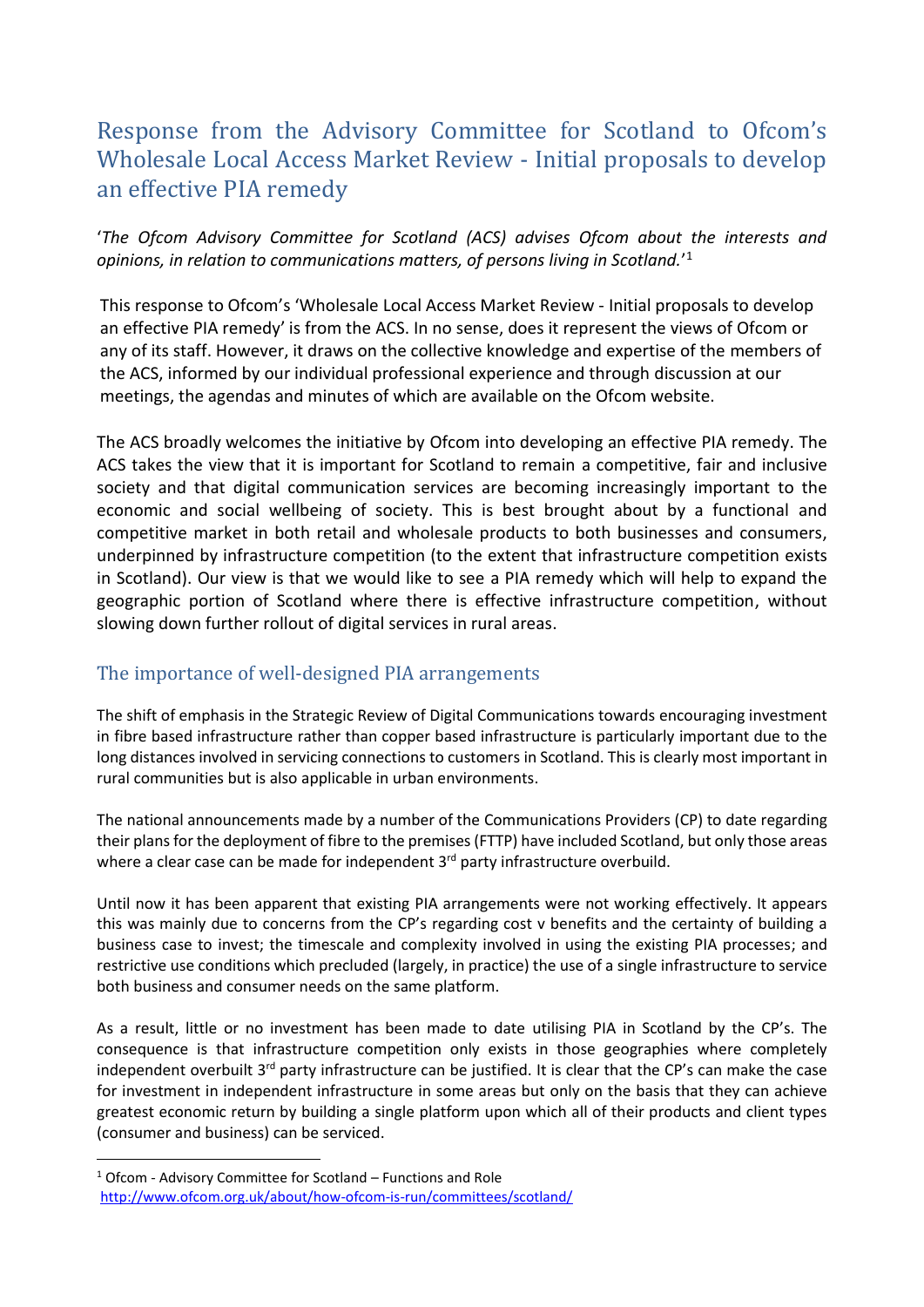# Response from the Advisory Committee for Scotland to Ofcom's Wholesale Local Access Market Review - Initial proposals to develop an effective PIA remedy

'*The Ofcom Advisory Committee for Scotland (ACS) advises Ofcom about the interests and opinions, in relation to communications matters, of persons living in Scotland.*'[1]

This response to Ofcom's 'Wholesale Local Access Market Review - Initial proposals to develop an effective PIA remedy' is from the ACS. In no sense, does it represent the views of Ofcom or any of its staff. However, it draws on the collective knowledge and expertise of the members of the ACS, informed by our individual professional experience and through discussion at our meetings, the agendas and minutes of which are available on the Ofcom website.

The ACS broadly welcomes the initiative by Ofcom into developing an effective PIA remedy. The ACS takes the view that it is important for Scotland to remain a competitive, fair and inclusive society and that digital communication services are becoming increasingly important to the economic and social wellbeing of society. This is best brought about by a functional and competitive market in both retail and wholesale products to both businesses and consumers, underpinned by infrastructure competition (to the extent that infrastructure competition exists in Scotland). Our view is that we would like to see a PIA remedy which will help to expand the geographic portion of Scotland where there is effective infrastructure competition, without slowing down further rollout of digital services in rural areas.

## The importance of well-designed PIA arrangements

The shift of emphasis in the Strategic Review of Digital Communications towards encouraging investment in fibre based infrastructure rather than copper based infrastructure is particularly important due to the long distances involved in servicing connections to customers in Scotland. This is clearly most important in rural communities but is also applicable in urban environments.

The national announcements made by a number of the Communications Providers (CP) to date regarding their plans for the deployment of fibre to the premises (FTTP) have included Scotland, but only those areas where a clear case can be made for independent 3rd party infrastructure overbuild.

Until now it has been apparent that existing PIA arrangements were not working effectively. It appears this was mainly due to concerns from the CP's regarding cost v benefits and the certainty of building a business case to invest; the timescale and complexity involved in using the existing PIA processes; and restrictive use conditions which precluded (largely, in practice) the use of a single infrastructure to service both business and consumer needs on the same platform.

As a result, little or no investment has been made to date utilising PIA in Scotland by the CP's. The consequence is that infrastructure competition only exists in those geographies where completely independent overbuilt 3rd party infrastructure can be justified. It is clear that the CP's can make the case for investment in independent infrastructure in some areas but only on the basis that they can achieve greatest economic return by building a single platform upon which all of their products and client types (consumer and business) can be serviced.

---

[1] Ofcom - Advisory Committee for Scotland – Functions and Role
http://www.ofcom.org.uk/about/how-ofcom-is-run/committees/scotland/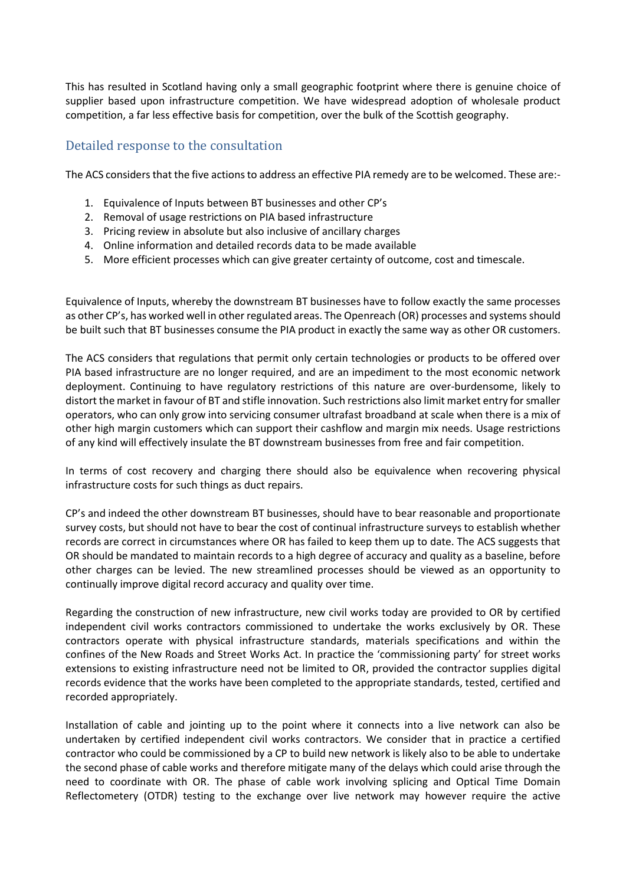This has resulted in Scotland having only a small geographic footprint where there is genuine choice of supplier based upon infrastructure competition. We have widespread adoption of wholesale product competition, a far less effective basis for competition, over the bulk of the Scottish geography.

## Detailed response to the consultation

The ACS considers that the five actions to address an effective PIA remedy are to be welcomed. These are:-

1. Equivalence of Inputs between BT businesses and other CP's
2. Removal of usage restrictions on PIA based infrastructure
3. Pricing review in absolute but also inclusive of ancillary charges
4. Online information and detailed records data to be made available
5. More efficient processes which can give greater certainty of outcome, cost and timescale.

Equivalence of Inputs, whereby the downstream BT businesses have to follow exactly the same processes as other CP's, has worked well in other regulated areas. The Openreach (OR) processes and systems should be built such that BT businesses consume the PIA product in exactly the same way as other OR customers.

The ACS considers that regulations that permit only certain technologies or products to be offered over PIA based infrastructure are no longer required, and are an impediment to the most economic network deployment. Continuing to have regulatory restrictions of this nature are over-burdensome, likely to distort the market in favour of BT and stifle innovation. Such restrictions also limit market entry for smaller operators, who can only grow into servicing consumer ultrafast broadband at scale when there is a mix of other high margin customers which can support their cashflow and margin mix needs. Usage restrictions of any kind will effectively insulate the BT downstream businesses from free and fair competition.

In terms of cost recovery and charging there should also be equivalence when recovering physical infrastructure costs for such things as duct repairs.

CP's and indeed the other downstream BT businesses, should have to bear reasonable and proportionate survey costs, but should not have to bear the cost of continual infrastructure surveys to establish whether records are correct in circumstances where OR has failed to keep them up to date. The ACS suggests that OR should be mandated to maintain records to a high degree of accuracy and quality as a baseline, before other charges can be levied. The new streamlined processes should be viewed as an opportunity to continually improve digital record accuracy and quality over time.

Regarding the construction of new infrastructure, new civil works today are provided to OR by certified independent civil works contractors commissioned to undertake the works exclusively by OR. These contractors operate with physical infrastructure standards, materials specifications and within the confines of the New Roads and Street Works Act. In practice the 'commissioning party' for street works extensions to existing infrastructure need not be limited to OR, provided the contractor supplies digital records evidence that the works have been completed to the appropriate standards, tested, certified and recorded appropriately.

Installation of cable and jointing up to the point where it connects into a live network can also be undertaken by certified independent civil works contractors. We consider that in practice a certified contractor who could be commissioned by a CP to build new network is likely also to be able to undertake the second phase of cable works and therefore mitigate many of the delays which could arise through the need to coordinate with OR. The phase of cable work involving splicing and Optical Time Domain Reflectometery (OTDR) testing to the exchange over live network may however require the active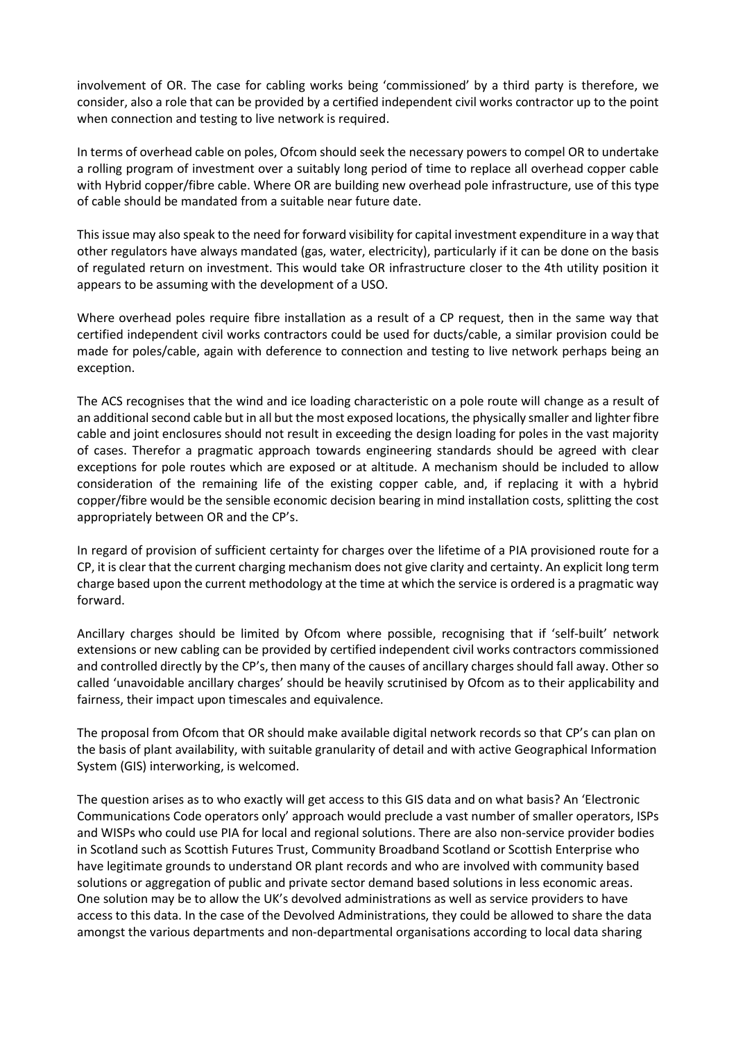involvement of OR. The case for cabling works being 'commissioned' by a third party is therefore, we consider, also a role that can be provided by a certified independent civil works contractor up to the point when connection and testing to live network is required.

In terms of overhead cable on poles, Ofcom should seek the necessary powers to compel OR to undertake a rolling program of investment over a suitably long period of time to replace all overhead copper cable with Hybrid copper/fibre cable. Where OR are building new overhead pole infrastructure, use of this type of cable should be mandated from a suitable near future date.

This issue may also speak to the need for forward visibility for capital investment expenditure in a way that other regulators have always mandated (gas, water, electricity), particularly if it can be done on the basis of regulated return on investment. This would take OR infrastructure closer to the 4th utility position it appears to be assuming with the development of a USO.

Where overhead poles require fibre installation as a result of a CP request, then in the same way that certified independent civil works contractors could be used for ducts/cable, a similar provision could be made for poles/cable, again with deference to connection and testing to live network perhaps being an exception.

The ACS recognises that the wind and ice loading characteristic on a pole route will change as a result of an additional second cable but in all but the most exposed locations, the physically smaller and lighter fibre cable and joint enclosures should not result in exceeding the design loading for poles in the vast majority of cases. Therefor a pragmatic approach towards engineering standards should be agreed with clear exceptions for pole routes which are exposed or at altitude. A mechanism should be included to allow consideration of the remaining life of the existing copper cable, and, if replacing it with a hybrid copper/fibre would be the sensible economic decision bearing in mind installation costs, splitting the cost appropriately between OR and the CP's.

In regard of provision of sufficient certainty for charges over the lifetime of a PIA provisioned route for a CP, it is clear that the current charging mechanism does not give clarity and certainty. An explicit long term charge based upon the current methodology at the time at which the service is ordered is a pragmatic way forward.

Ancillary charges should be limited by Ofcom where possible, recognising that if 'self-built' network extensions or new cabling can be provided by certified independent civil works contractors commissioned and controlled directly by the CP's, then many of the causes of ancillary charges should fall away. Other so called 'unavoidable ancillary charges' should be heavily scrutinised by Ofcom as to their applicability and fairness, their impact upon timescales and equivalence.

The proposal from Ofcom that OR should make available digital network records so that CP's can plan on the basis of plant availability, with suitable granularity of detail and with active Geographical Information System (GIS) interworking, is welcomed.

The question arises as to who exactly will get access to this GIS data and on what basis? An 'Electronic Communications Code operators only' approach would preclude a vast number of smaller operators, ISPs and WISPs who could use PIA for local and regional solutions. There are also non-service provider bodies in Scotland such as Scottish Futures Trust, Community Broadband Scotland or Scottish Enterprise who have legitimate grounds to understand OR plant records and who are involved with community based solutions or aggregation of public and private sector demand based solutions in less economic areas. One solution may be to allow the UK's devolved administrations as well as service providers to have access to this data. In the case of the Devolved Administrations, they could be allowed to share the data amongst the various departments and non-departmental organisations according to local data sharing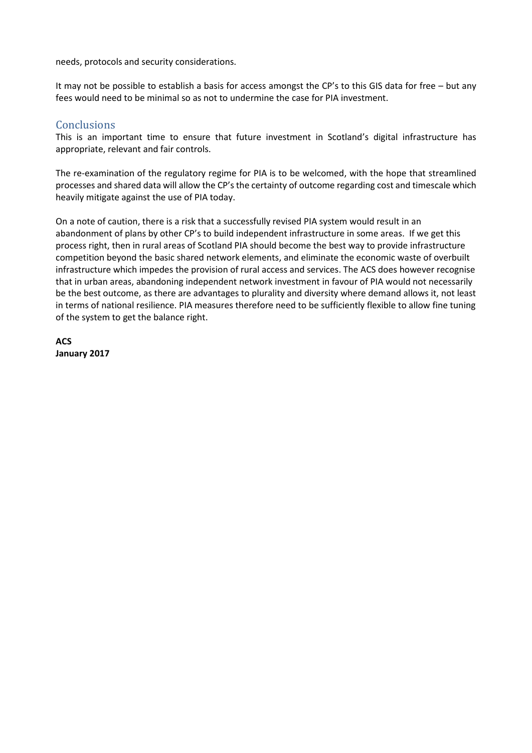needs, protocols and security considerations.

It may not be possible to establish a basis for access amongst the CP's to this GIS data for free – but any fees would need to be minimal so as not to undermine the case for PIA investment.

## Conclusions

This is an important time to ensure that future investment in Scotland's digital infrastructure has appropriate, relevant and fair controls.

The re-examination of the regulatory regime for PIA is to be welcomed, with the hope that streamlined processes and shared data will allow the CP's the certainty of outcome regarding cost and timescale which heavily mitigate against the use of PIA today.

On a note of caution, there is a risk that a successfully revised PIA system would result in an abandonment of plans by other CP's to build independent infrastructure in some areas. If we get this process right, then in rural areas of Scotland PIA should become the best way to provide infrastructure competition beyond the basic shared network elements, and eliminate the economic waste of overbuilt infrastructure which impedes the provision of rural access and services. The ACS does however recognise that in urban areas, abandoning independent network investment in favour of PIA would not necessarily be the best outcome, as there are advantages to plurality and diversity where demand allows it, not least in terms of national resilience. PIA measures therefore need to be sufficiently flexible to allow fine tuning of the system to get the balance right.

**ACS**
**January 2017**